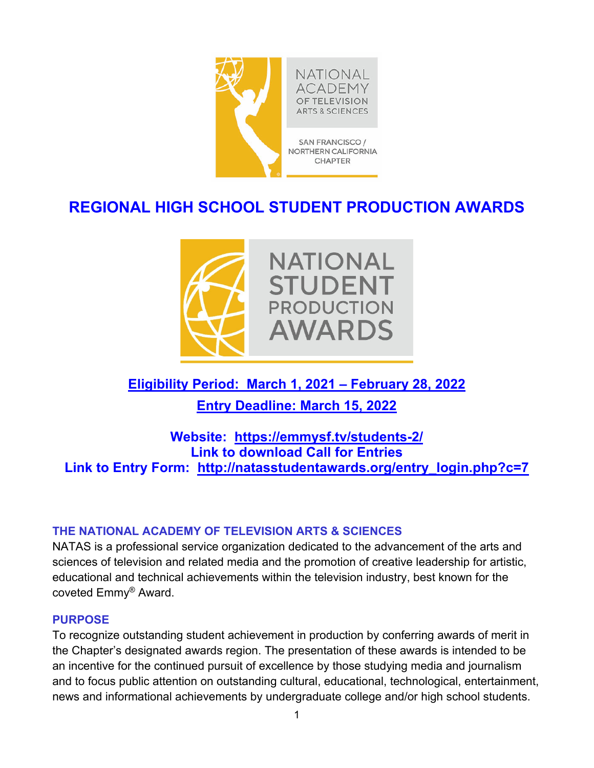NATIONAL ACADEMY OF TELEVISION ARTS & SCIENCES

SAN FRANCISCO / NORTHERN CALIFORNIA CHAPTER

# REGIONAL HIGH SCHOOL STUDENT PRODUCTION AWARDS

NATIONAL STUDENT PRODUCTION AWARDS

**Eligibility Period: March 1, 2021 – February 28, 2022**

**Entry Deadline: March 15, 2022**

**Website: https://emmysf.tv/students-2/**
**Link to download Call for Entries**
**Link to Entry Form: http://natasstudentawards.org/entry_login.php?c=7**

## THE NATIONAL ACADEMY OF TELEVISION ARTS & SCIENCES

NATAS is a professional service organization dedicated to the advancement of the arts and sciences of television and related media and the promotion of creative leadership for artistic, educational and technical achievements within the television industry, best known for the coveted Emmy® Award.

## PURPOSE

To recognize outstanding student achievement in production by conferring awards of merit in the Chapter's designated awards region. The presentation of these awards is intended to be an incentive for the continued pursuit of excellence by those studying media and journalism and to focus public attention on outstanding cultural, educational, technological, entertainment, news and informational achievements by undergraduate college and/or high school students.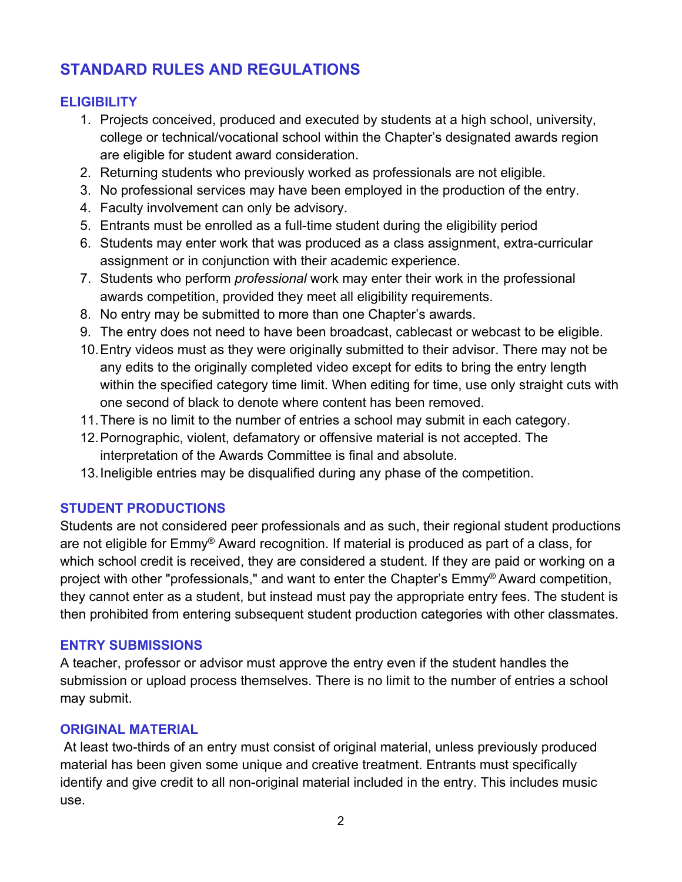## STANDARD RULES AND REGULATIONS

### ELIGIBILITY

1. Projects conceived, produced and executed by students at a high school, university, college or technical/vocational school within the Chapter's designated awards region are eligible for student award consideration.
2. Returning students who previously worked as professionals are not eligible.
3. No professional services may have been employed in the production of the entry.
4. Faculty involvement can only be advisory.
5. Entrants must be enrolled as a full-time student during the eligibility period
6. Students may enter work that was produced as a class assignment, extra-curricular assignment or in conjunction with their academic experience.
7. Students who perform *professional* work may enter their work in the professional awards competition, provided they meet all eligibility requirements.
8. No entry may be submitted to more than one Chapter's awards.
9. The entry does not need to have been broadcast, cablecast or webcast to be eligible.
10. Entry videos must as they were originally submitted to their advisor. There may not be any edits to the originally completed video except for edits to bring the entry length within the specified category time limit. When editing for time, use only straight cuts with one second of black to denote where content has been removed.
11. There is no limit to the number of entries a school may submit in each category.
12. Pornographic, violent, defamatory or offensive material is not accepted. The interpretation of the Awards Committee is final and absolute.
13. Ineligible entries may be disqualified during any phase of the competition.

### STUDENT PRODUCTIONS

Students are not considered peer professionals and as such, their regional student productions are not eligible for Emmy® Award recognition. If material is produced as part of a class, for which school credit is received, they are considered a student. If they are paid or working on a project with other "professionals," and want to enter the Chapter's Emmy® Award competition, they cannot enter as a student, but instead must pay the appropriate entry fees. The student is then prohibited from entering subsequent student production categories with other classmates.

### ENTRY SUBMISSIONS

A teacher, professor or advisor must approve the entry even if the student handles the submission or upload process themselves. There is no limit to the number of entries a school may submit.

### ORIGINAL MATERIAL

At least two-thirds of an entry must consist of original material, unless previously produced material has been given some unique and creative treatment. Entrants must specifically identify and give credit to all non-original material included in the entry. This includes music use.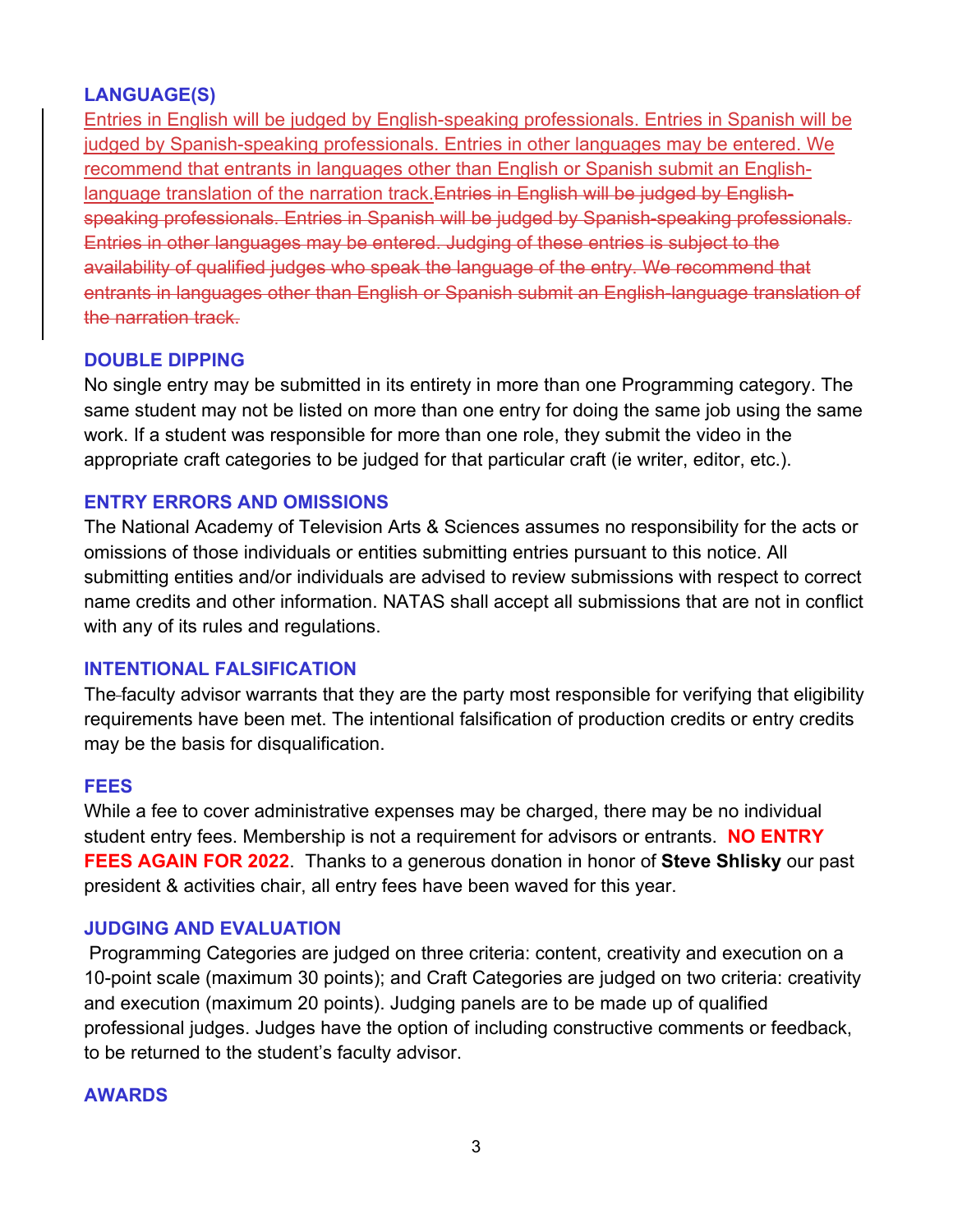## LANGUAGE(S)

Entries in English will be judged by English-speaking professionals. Entries in Spanish will be judged by Spanish-speaking professionals. Entries in other languages may be entered. We recommend that entrants in languages other than English or Spanish submit an English-language translation of the narration track.~~Entries in English will be judged by English-speaking professionals. Entries in Spanish will be judged by Spanish-speaking professionals. Entries in other languages may be entered. Judging of these entries is subject to the availability of qualified judges who speak the language of the entry. We recommend that entrants in languages other than English or Spanish submit an English-language translation of the narration track.~~

## DOUBLE DIPPING

No single entry may be submitted in its entirety in more than one Programming category. The same student may not be listed on more than one entry for doing the same job using the same work. If a student was responsible for more than one role, they submit the video in the appropriate craft categories to be judged for that particular craft (ie writer, editor, etc.).

## ENTRY ERRORS AND OMISSIONS

The National Academy of Television Arts & Sciences assumes no responsibility for the acts or omissions of those individuals or entities submitting entries pursuant to this notice. All submitting entities and/or individuals are advised to review submissions with respect to correct name credits and other information. NATAS shall accept all submissions that are not in conflict with any of its rules and regulations.

## INTENTIONAL FALSIFICATION

The faculty advisor warrants that they are the party most responsible for verifying that eligibility requirements have been met. The intentional falsification of production credits or entry credits may be the basis for disqualification.

## FEES

While a fee to cover administrative expenses may be charged, there may be no individual student entry fees. Membership is not a requirement for advisors or entrants. **NO ENTRY FEES AGAIN FOR 2022**. Thanks to a generous donation in honor of **Steve Shlisky** our past president & activities chair, all entry fees have been waved for this year.

## JUDGING AND EVALUATION

Programming Categories are judged on three criteria: content, creativity and execution on a 10-point scale (maximum 30 points); and Craft Categories are judged on two criteria: creativity and execution (maximum 20 points). Judging panels are to be made up of qualified professional judges. Judges have the option of including constructive comments or feedback, to be returned to the student's faculty advisor.

## AWARDS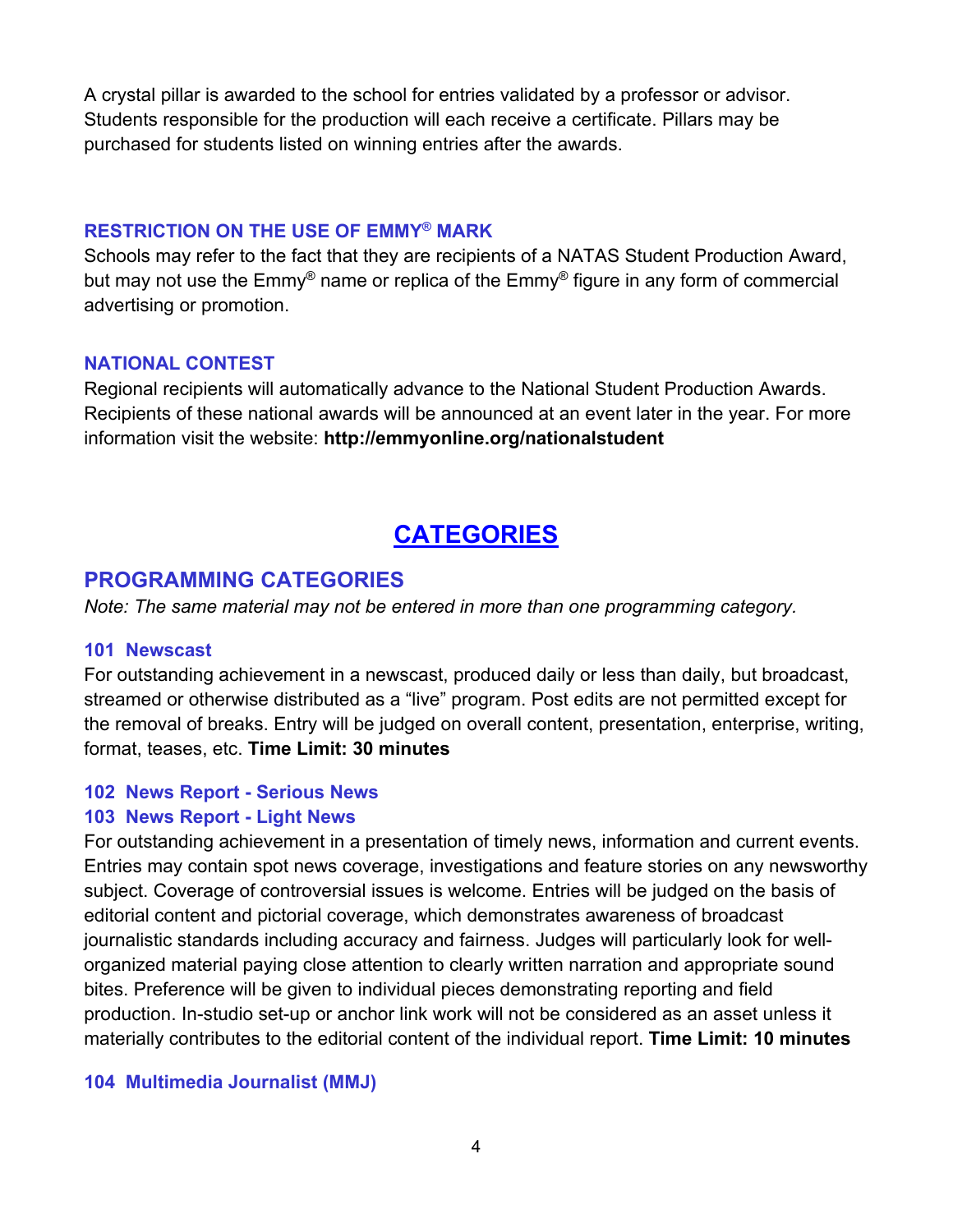A crystal pillar is awarded to the school for entries validated by a professor or advisor. Students responsible for the production will each receive a certificate. Pillars may be purchased for students listed on winning entries after the awards.

### RESTRICTION ON THE USE OF EMMY® MARK

Schools may refer to the fact that they are recipients of a NATAS Student Production Award, but may not use the Emmy® name or replica of the Emmy® figure in any form of commercial advertising or promotion.

### NATIONAL CONTEST

Regional recipients will automatically advance to the National Student Production Awards. Recipients of these national awards will be announced at an event later in the year. For more information visit the website: **http://emmyonline.org/nationalstudent**

# CATEGORIES

## PROGRAMMING CATEGORIES

*Note: The same material may not be entered in more than one programming category.*

### 101 Newscast

For outstanding achievement in a newscast, produced daily or less than daily, but broadcast, streamed or otherwise distributed as a "live" program. Post edits are not permitted except for the removal of breaks. Entry will be judged on overall content, presentation, enterprise, writing, format, teases, etc. **Time Limit: 30 minutes**

### 102 News Report - Serious News
### 103 News Report - Light News

For outstanding achievement in a presentation of timely news, information and current events. Entries may contain spot news coverage, investigations and feature stories on any newsworthy subject. Coverage of controversial issues is welcome. Entries will be judged on the basis of editorial content and pictorial coverage, which demonstrates awareness of broadcast journalistic standards including accuracy and fairness. Judges will particularly look for well-organized material paying close attention to clearly written narration and appropriate sound bites. Preference will be given to individual pieces demonstrating reporting and field production. In-studio set-up or anchor link work will not be considered as an asset unless it materially contributes to the editorial content of the individual report. **Time Limit: 10 minutes**

### 104 Multimedia Journalist (MMJ)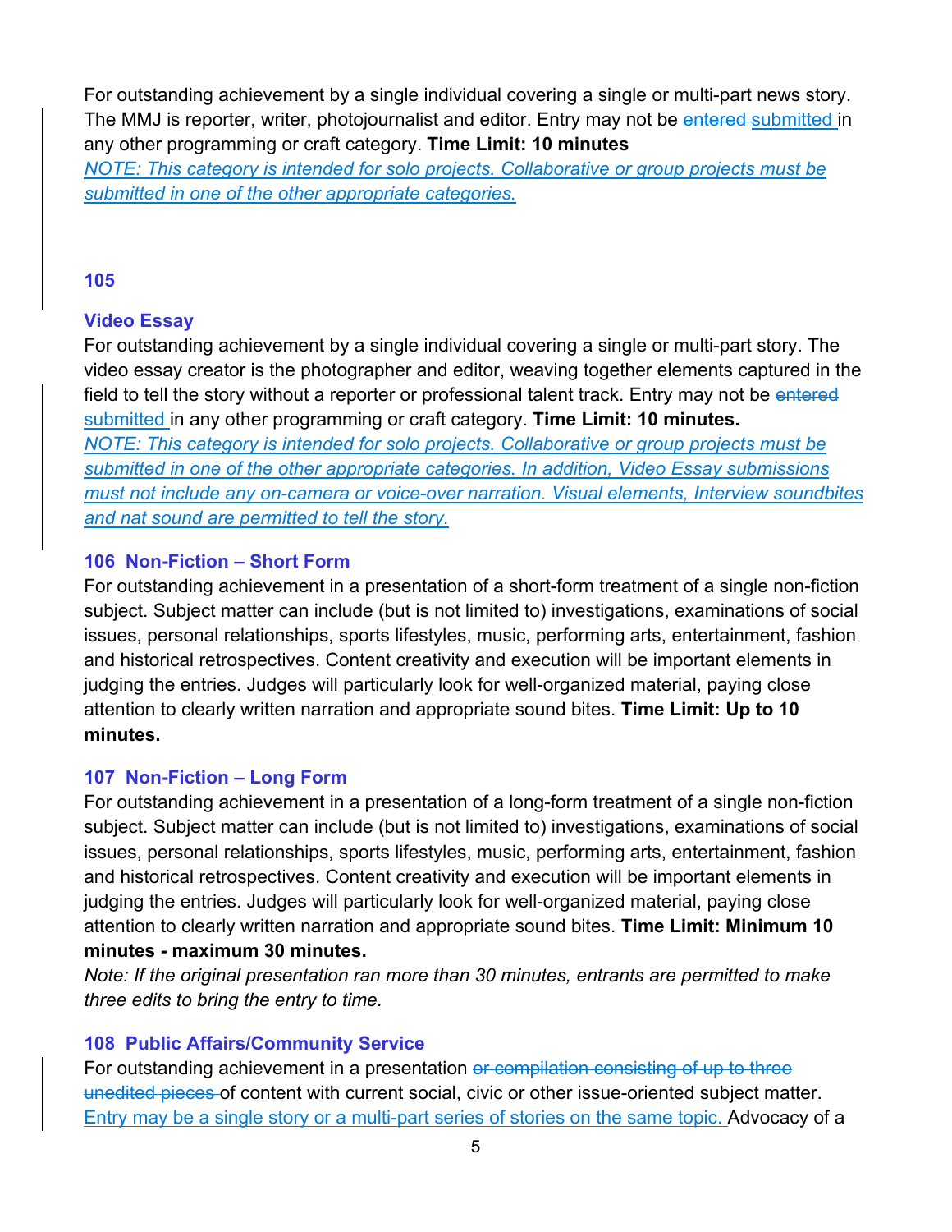For outstanding achievement by a single individual covering a single or multi-part news story. The MMJ is reporter, writer, photojournalist and editor. Entry may not be ~~entered~~ submitted in any other programming or craft category. **Time Limit: 10 minutes**

*NOTE: This category is intended for solo projects. Collaborative or group projects must be submitted in one of the other appropriate categories.*

### 105

### Video Essay

For outstanding achievement by a single individual covering a single or multi-part story. The video essay creator is the photographer and editor, weaving together elements captured in the field to tell the story without a reporter or professional talent track. Entry may not be ~~entered~~ submitted in any other programming or craft category. **Time Limit: 10 minutes.**

*NOTE: This category is intended for solo projects. Collaborative or group projects must be submitted in one of the other appropriate categories. In addition, Video Essay submissions must not include any on-camera or voice-over narration. Visual elements, Interview soundbites and nat sound are permitted to tell the story.*

### 106 Non-Fiction – Short Form

For outstanding achievement in a presentation of a short-form treatment of a single non-fiction subject. Subject matter can include (but is not limited to) investigations, examinations of social issues, personal relationships, sports lifestyles, music, performing arts, entertainment, fashion and historical retrospectives. Content creativity and execution will be important elements in judging the entries. Judges will particularly look for well-organized material, paying close attention to clearly written narration and appropriate sound bites. **Time Limit: Up to 10 minutes.**

### 107 Non-Fiction – Long Form

For outstanding achievement in a presentation of a long-form treatment of a single non-fiction subject. Subject matter can include (but is not limited to) investigations, examinations of social issues, personal relationships, sports lifestyles, music, performing arts, entertainment, fashion and historical retrospectives. Content creativity and execution will be important elements in judging the entries. Judges will particularly look for well-organized material, paying close attention to clearly written narration and appropriate sound bites. **Time Limit: Minimum 10 minutes - maximum 30 minutes.**

*Note: If the original presentation ran more than 30 minutes, entrants are permitted to make three edits to bring the entry to time.*

### 108 Public Affairs/Community Service

For outstanding achievement in a presentation ~~or compilation consisting of up to three unedited pieces~~ of content with current social, civic or other issue-oriented subject matter. Entry may be a single story or a multi-part series of stories on the same topic. Advocacy of a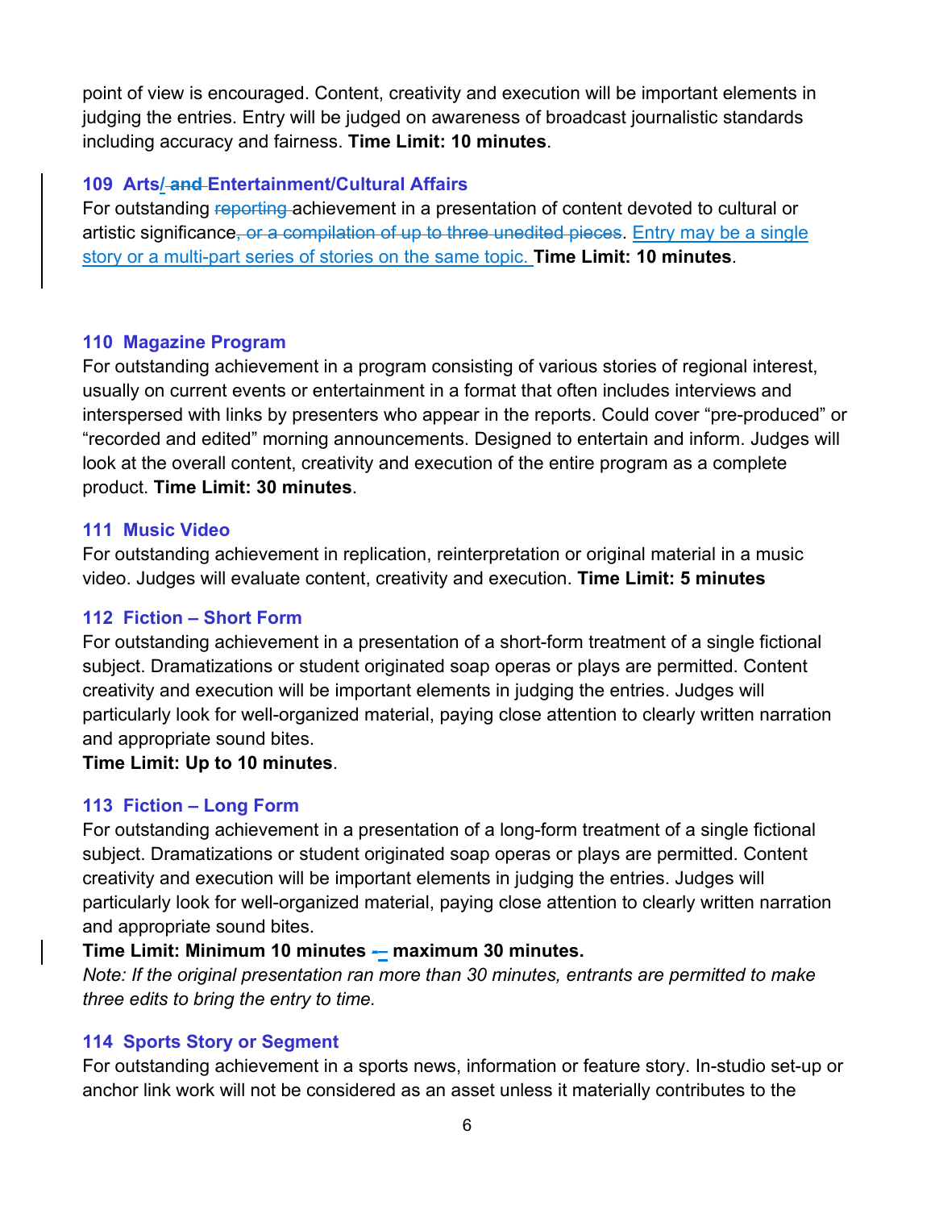point of view is encouraged. Content, creativity and execution will be important elements in judging the entries. Entry will be judged on awareness of broadcast journalistic standards including accuracy and fairness. **Time Limit: 10 minutes**.

### 109 Arts/~~ and ~~Entertainment/Cultural Affairs

For outstanding ~~reporting ~~achievement in a presentation of content devoted to cultural or artistic significance~~, or a compilation of up to three unedited pieces~~. Entry may be a single story or a multi-part series of stories on the same topic. **Time Limit: 10 minutes**.

### 110 Magazine Program

For outstanding achievement in a program consisting of various stories of regional interest, usually on current events or entertainment in a format that often includes interviews and interspersed with links by presenters who appear in the reports. Could cover "pre-produced" or "recorded and edited" morning announcements. Designed to entertain and inform. Judges will look at the overall content, creativity and execution of the entire program as a complete product. **Time Limit: 30 minutes**.

### 111 Music Video

For outstanding achievement in replication, reinterpretation or original material in a music video. Judges will evaluate content, creativity and execution. **Time Limit: 5 minutes**

### 112 Fiction – Short Form

For outstanding achievement in a presentation of a short-form treatment of a single fictional subject. Dramatizations or student originated soap operas or plays are permitted. Content creativity and execution will be important elements in judging the entries. Judges will particularly look for well-organized material, paying close attention to clearly written narration and appropriate sound bites.

**Time Limit: Up to 10 minutes**.

### 113 Fiction – Long Form

For outstanding achievement in a presentation of a long-form treatment of a single fictional subject. Dramatizations or student originated soap operas or plays are permitted. Content creativity and execution will be important elements in judging the entries. Judges will particularly look for well-organized material, paying close attention to clearly written narration and appropriate sound bites.

**Time Limit: Minimum 10 minutes ~~-~~– maximum 30 minutes.**

*Note: If the original presentation ran more than 30 minutes, entrants are permitted to make three edits to bring the entry to time.*

### 114 Sports Story or Segment

For outstanding achievement in a sports news, information or feature story. In-studio set-up or anchor link work will not be considered as an asset unless it materially contributes to the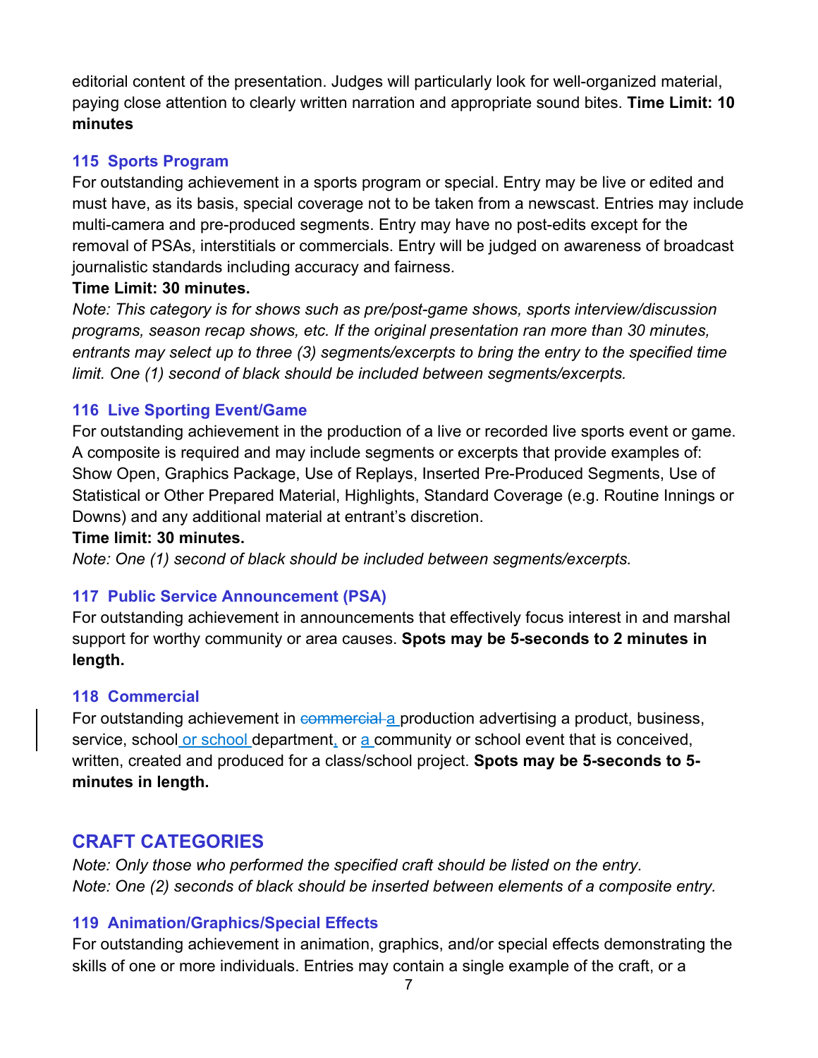editorial content of the presentation. Judges will particularly look for well-organized material, paying close attention to clearly written narration and appropriate sound bites. **Time Limit: 10 minutes**

### 115 Sports Program

For outstanding achievement in a sports program or special. Entry may be live or edited and must have, as its basis, special coverage not to be taken from a newscast. Entries may include multi-camera and pre-produced segments. Entry may have no post-edits except for the removal of PSAs, interstitials or commercials. Entry will be judged on awareness of broadcast journalistic standards including accuracy and fairness.

**Time Limit: 30 minutes.**

*Note: This category is for shows such as pre/post-game shows, sports interview/discussion programs, season recap shows, etc. If the original presentation ran more than 30 minutes, entrants may select up to three (3) segments/excerpts to bring the entry to the specified time limit. One (1) second of black should be included between segments/excerpts.*

### 116 Live Sporting Event/Game

For outstanding achievement in the production of a live or recorded live sports event or game. A composite is required and may include segments or excerpts that provide examples of: Show Open, Graphics Package, Use of Replays, Inserted Pre-Produced Segments, Use of Statistical or Other Prepared Material, Highlights, Standard Coverage (e.g. Routine Innings or Downs) and any additional material at entrant's discretion.

**Time limit: 30 minutes.**

*Note: One (1) second of black should be included between segments/excerpts.*

### 117 Public Service Announcement (PSA)

For outstanding achievement in announcements that effectively focus interest in and marshal support for worthy community or area causes. **Spots may be 5-seconds to 2 minutes in length.**

### 118 Commercial

For outstanding achievement in ~~commercial~~ a production advertising a product, business, service, school or school department, or a community or school event that is conceived, written, created and produced for a class/school project. **Spots may be 5-seconds to 5-minutes in length.**

## CRAFT CATEGORIES

*Note: Only those who performed the specified craft should be listed on the entry.*
*Note: One (2) seconds of black should be inserted between elements of a composite entry.*

### 119 Animation/Graphics/Special Effects

For outstanding achievement in animation, graphics, and/or special effects demonstrating the skills of one or more individuals. Entries may contain a single example of the craft, or a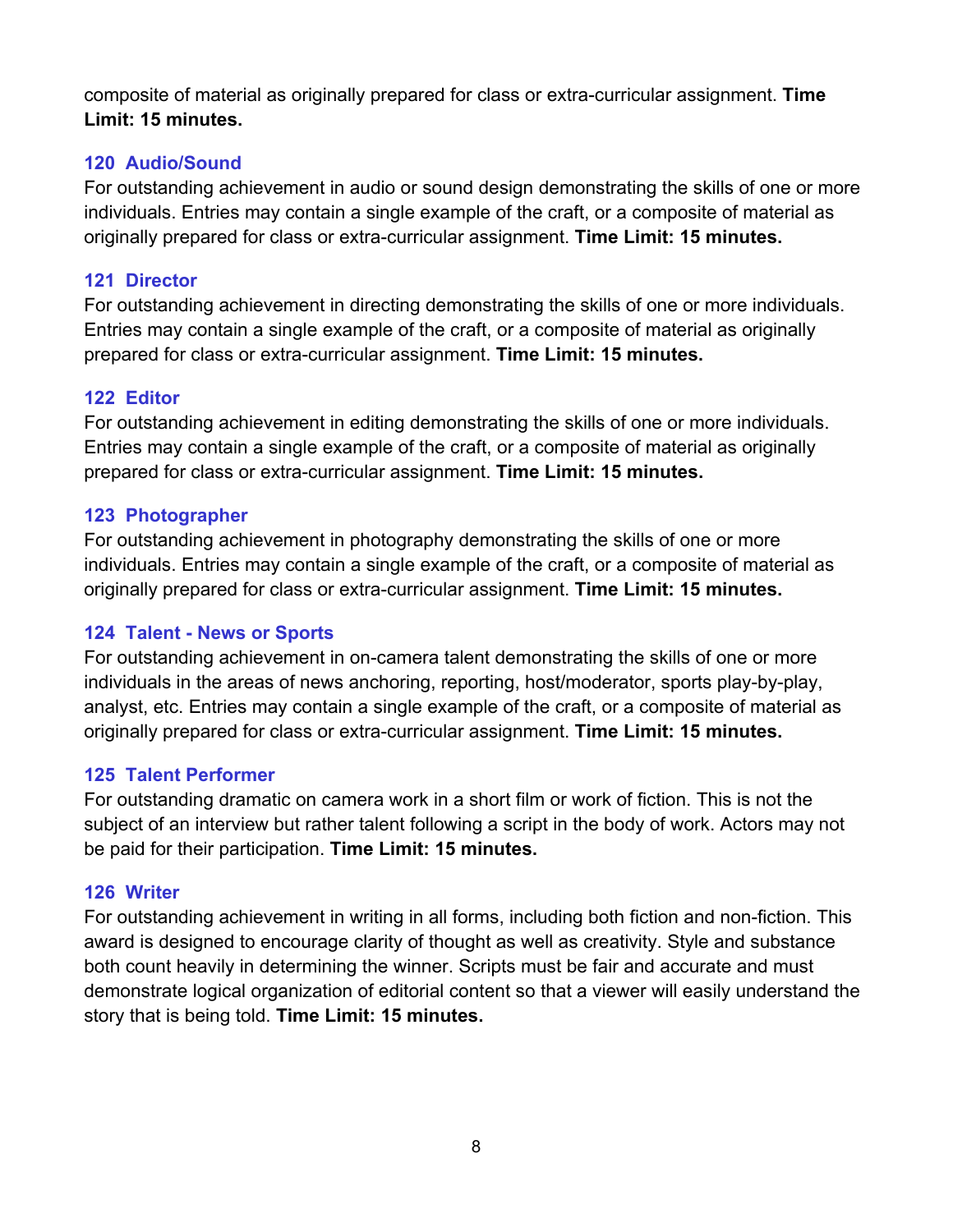composite of material as originally prepared for class or extra-curricular assignment. **Time Limit: 15 minutes.**

### 120 Audio/Sound

For outstanding achievement in audio or sound design demonstrating the skills of one or more individuals. Entries may contain a single example of the craft, or a composite of material as originally prepared for class or extra-curricular assignment. **Time Limit: 15 minutes.**

### 121 Director

For outstanding achievement in directing demonstrating the skills of one or more individuals. Entries may contain a single example of the craft, or a composite of material as originally prepared for class or extra-curricular assignment. **Time Limit: 15 minutes.**

### 122 Editor

For outstanding achievement in editing demonstrating the skills of one or more individuals. Entries may contain a single example of the craft, or a composite of material as originally prepared for class or extra-curricular assignment. **Time Limit: 15 minutes.**

### 123 Photographer

For outstanding achievement in photography demonstrating the skills of one or more individuals. Entries may contain a single example of the craft, or a composite of material as originally prepared for class or extra-curricular assignment. **Time Limit: 15 minutes.**

### 124 Talent - News or Sports

For outstanding achievement in on-camera talent demonstrating the skills of one or more individuals in the areas of news anchoring, reporting, host/moderator, sports play-by-play, analyst, etc. Entries may contain a single example of the craft, or a composite of material as originally prepared for class or extra-curricular assignment. **Time Limit: 15 minutes.**

### 125 Talent Performer

For outstanding dramatic on camera work in a short film or work of fiction. This is not the subject of an interview but rather talent following a script in the body of work. Actors may not be paid for their participation. **Time Limit: 15 minutes.**

### 126 Writer

For outstanding achievement in writing in all forms, including both fiction and non-fiction. This award is designed to encourage clarity of thought as well as creativity. Style and substance both count heavily in determining the winner. Scripts must be fair and accurate and must demonstrate logical organization of editorial content so that a viewer will easily understand the story that is being told. **Time Limit: 15 minutes.**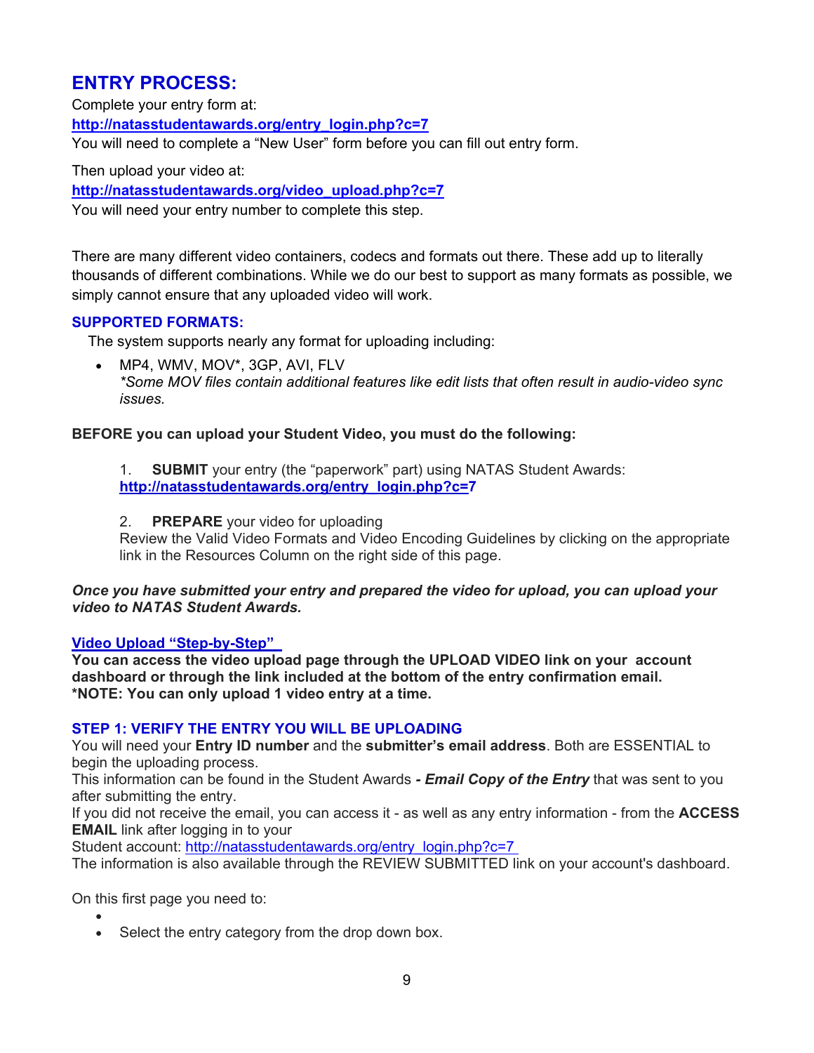## ENTRY PROCESS:

Complete your entry form at:
**http://natasstudentawards.org/entry_login.php?c=7**
You will need to complete a "New User" form before you can fill out entry form.

Then upload your video at:
**http://natasstudentawards.org/video_upload.php?c=7**
You will need your entry number to complete this step.

There are many different video containers, codecs and formats out there. These add up to literally thousands of different combinations. While we do our best to support as many formats as possible, we simply cannot ensure that any uploaded video will work.

### SUPPORTED FORMATS:

The system supports nearly any format for uploading including:

- MP4, WMV, MOV*, 3GP, AVI, FLV
  *\*Some MOV files contain additional features like edit lists that often result in audio-video sync issues.*

**BEFORE you can upload your Student Video, you must do the following:**

1. **SUBMIT** your entry (the "paperwork" part) using NATAS Student Awards: **http://natasstudentawards.org/entry_login.php?c=7**

2. **PREPARE** your video for uploading
   Review the Valid Video Formats and Video Encoding Guidelines by clicking on the appropriate link in the Resources Column on the right side of this page.

***Once you have submitted your entry and prepared the video for upload, you can upload your video to NATAS Student Awards.***

**Video Upload "Step-by-Step"**
**You can access the video upload page through the UPLOAD VIDEO link on your account dashboard or through the link included at the bottom of the entry confirmation email.**
**\*NOTE: You can only upload 1 video entry at a time.**

### STEP 1: VERIFY THE ENTRY YOU WILL BE UPLOADING

You will need your **Entry ID number** and the **submitter's email address**. Both are ESSENTIAL to begin the uploading process.
This information can be found in the Student Awards ***- Email Copy of the Entry*** that was sent to you after submitting the entry.
If you did not receive the email, you can access it - as well as any entry information - from the **ACCESS EMAIL** link after logging in to your
Student account: http://natasstudentawards.org/entry_login.php?c=7
The information is also available through the REVIEW SUBMITTED link on your account's dashboard.

On this first page you need to:

- 
- Select the entry category from the drop down box.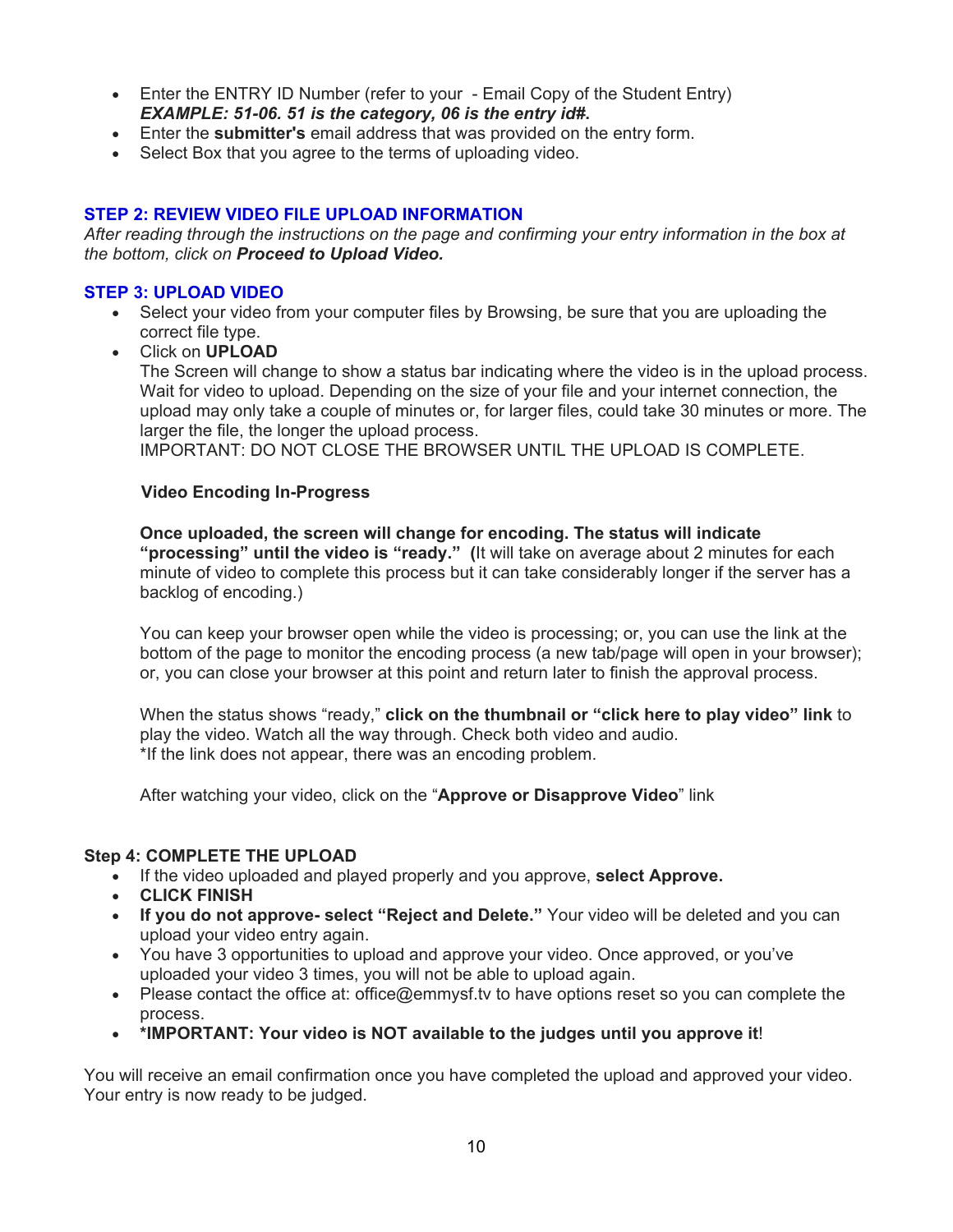- Enter the ENTRY ID Number (refer to your - Email Copy of the Student Entry)
  ***EXAMPLE: 51-06. 51 is the category, 06 is the entry id#.***
- Enter the **submitter's** email address that was provided on the entry form.
- Select Box that you agree to the terms of uploading video.

### STEP 2: REVIEW VIDEO FILE UPLOAD INFORMATION

*After reading through the instructions on the page and confirming your entry information in the box at the bottom, click on **Proceed to Upload Video.***

### STEP 3: UPLOAD VIDEO

- Select your video from your computer files by Browsing, be sure that you are uploading the correct file type.
- Click on **UPLOAD**
  The Screen will change to show a status bar indicating where the video is in the upload process. Wait for video to upload. Depending on the size of your file and your internet connection, the upload may only take a couple of minutes or, for larger files, could take 30 minutes or more. The larger the file, the longer the upload process.
  IMPORTANT: DO NOT CLOSE THE BROWSER UNTIL THE UPLOAD IS COMPLETE.

  **Video Encoding In-Progress**

  **Once uploaded, the screen will change for encoding. The status will indicate "processing" until the video is "ready." (**It will take on average about 2 minutes for each minute of video to complete this process but it can take considerably longer if the server has a backlog of encoding.)

  You can keep your browser open while the video is processing; or, you can use the link at the bottom of the page to monitor the encoding process (a new tab/page will open in your browser); or, you can close your browser at this point and return later to finish the approval process.

  When the status shows "ready," **click on the thumbnail or "click here to play video" link** to play the video. Watch all the way through. Check both video and audio.
  *If the link does not appear, there was an encoding problem.

  After watching your video, click on the "**Approve or Disapprove Video**" link

### Step 4: COMPLETE THE UPLOAD

- If the video uploaded and played properly and you approve, **select Approve.**
- **CLICK FINISH**
- **If you do not approve- select "Reject and Delete."** Your video will be deleted and you can upload your video entry again.
- You have 3 opportunities to upload and approve your video. Once approved, or you've uploaded your video 3 times, you will not be able to upload again.
- Please contact the office at: office@emmysf.tv to have options reset so you can complete the process.
- ***IMPORTANT: Your video is NOT available to the judges until you approve it**!

You will receive an email confirmation once you have completed the upload and approved your video. Your entry is now ready to be judged.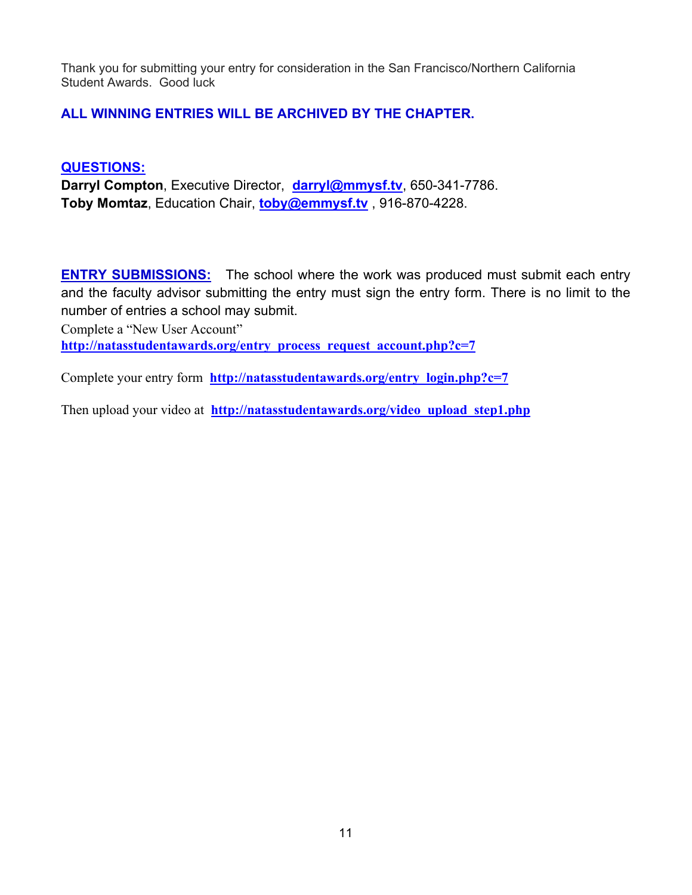Thank you for submitting your entry for consideration in the San Francisco/Northern California Student Awards. Good luck

**ALL WINNING ENTRIES WILL BE ARCHIVED BY THE CHAPTER.**

**QUESTIONS:**

**Darryl Compton**, Executive Director, **darryl@mmysf.tv**, 650-341-7786.
**Toby Momtaz**, Education Chair, **toby@emmysf.tv** , 916-870-4228.

**ENTRY SUBMISSIONS:** The school where the work was produced must submit each entry and the faculty advisor submitting the entry must sign the entry form. There is no limit to the number of entries a school may submit.

Complete a "New User Account"
**http://natasstudentawards.org/entry_process_request_account.php?c=7**

Complete your entry form **http://natasstudentawards.org/entry_login.php?c=7**

Then upload your video at **http://natasstudentawards.org/video_upload_step1.php**